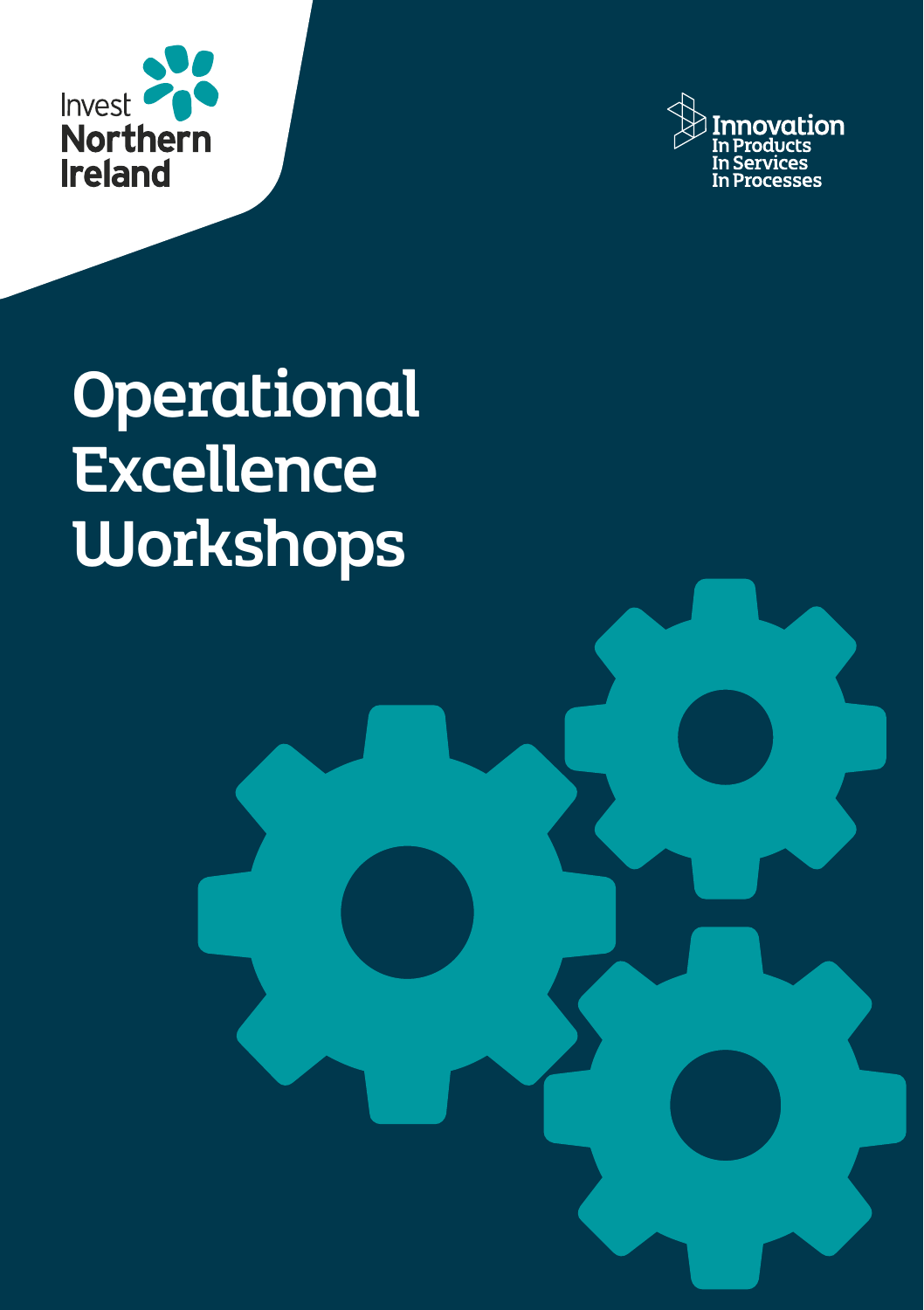Invest Northern Ireland

Innovation
In Products
In Services
In Processes

# Operational Excellence Workshops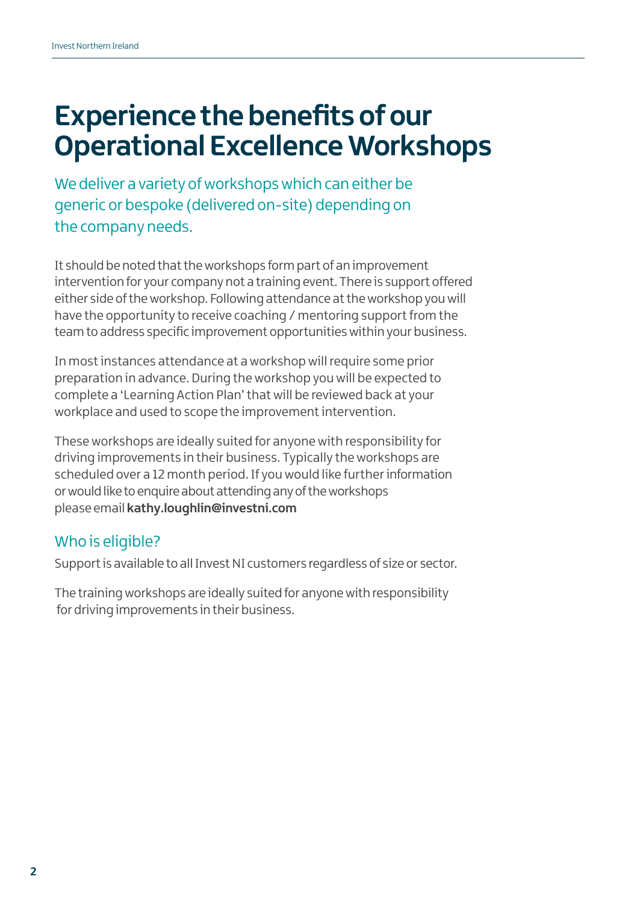# Experience the benefits of our Operational Excellence Workshops

We deliver a variety of workshops which can either be generic or bespoke (delivered on-site) depending on the company needs.

It should be noted that the workshops form part of an improvement intervention for your company not a training event. There is support offered either side of the workshop. Following attendance at the workshop you will have the opportunity to receive coaching / mentoring support from the team to address specific improvement opportunities within your business.

In most instances attendance at a workshop will require some prior preparation in advance. During the workshop you will be expected to complete a 'Learning Action Plan' that will be reviewed back at your workplace and used to scope the improvement intervention.

These workshops are ideally suited for anyone with responsibility for driving improvements in their business. Typically the workshops are scheduled over a 12 month period. If you would like further information or would like to enquire about attending any of the workshops please email **kathy.loughlin@investni.com**

## Who is eligible?

Support is available to all Invest NI customers regardless of size or sector.

The training workshops are ideally suited for anyone with responsibility for driving improvements in their business.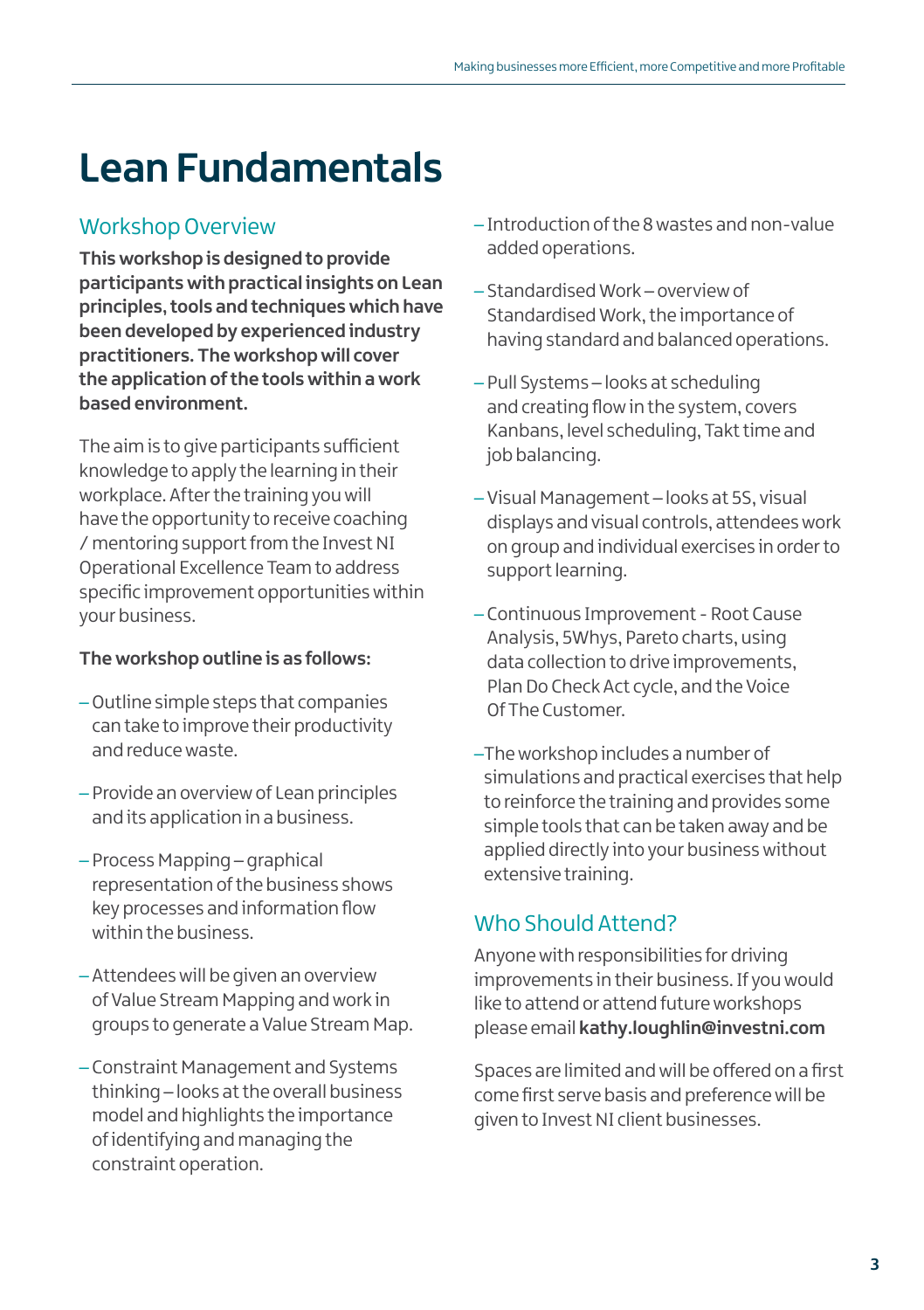# Lean Fundamentals

## Workshop Overview

**This workshop is designed to provide participants with practical insights on Lean principles, tools and techniques which have been developed by experienced industry practitioners. The workshop will cover the application of the tools within a work based environment.**

The aim is to give participants sufficient knowledge to apply the learning in their workplace. After the training you will have the opportunity to receive coaching / mentoring support from the Invest NI Operational Excellence Team to address specific improvement opportunities within your business.

**The workshop outline is as follows:**

- Outline simple steps that companies can take to improve their productivity and reduce waste.
- Provide an overview of Lean principles and its application in a business.
- Process Mapping – graphical representation of the business shows key processes and information flow within the business.
- Attendees will be given an overview of Value Stream Mapping and work in groups to generate a Value Stream Map.
- Constraint Management and Systems thinking – looks at the overall business model and highlights the importance of identifying and managing the constraint operation.
- Introduction of the 8 wastes and non-value added operations.
- Standardised Work – overview of Standardised Work, the importance of having standard and balanced operations.
- Pull Systems – looks at scheduling and creating flow in the system, covers Kanbans, level scheduling, Takt time and job balancing.
- Visual Management – looks at 5S, visual displays and visual controls, attendees work on group and individual exercises in order to support learning.
- Continuous Improvement - Root Cause Analysis, 5Whys, Pareto charts, using data collection to drive improvements, Plan Do Check Act cycle, and the Voice Of The Customer.
- The workshop includes a number of simulations and practical exercises that help to reinforce the training and provides some simple tools that can be taken away and be applied directly into your business without extensive training.

## Who Should Attend?

Anyone with responsibilities for driving improvements in their business. If you would like to attend or attend future workshops please email **kathy.loughlin@investni.com**

Spaces are limited and will be offered on a first come first serve basis and preference will be given to Invest NI client businesses.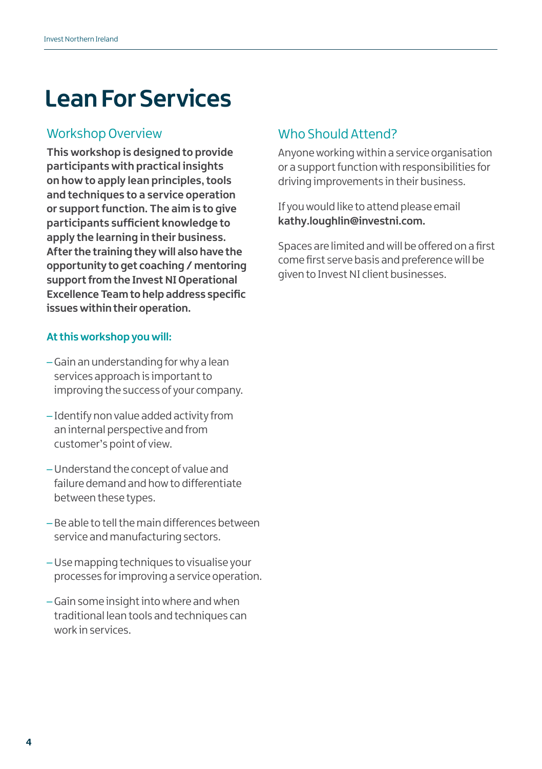# Lean For Services

## Workshop Overview

**This workshop is designed to provide participants with practical insights on how to apply lean principles, tools and techniques to a service operation or support function. The aim is to give participants sufficient knowledge to apply the learning in their business. After the training they will also have the opportunity to get coaching / mentoring support from the Invest NI Operational Excellence Team to help address specific issues within their operation.**

**At this workshop you will:**

- Gain an understanding for why a lean services approach is important to improving the success of your company.
- Identify non value added activity from an internal perspective and from customer's point of view.
- Understand the concept of value and failure demand and how to differentiate between these types.
- Be able to tell the main differences between service and manufacturing sectors.
- Use mapping techniques to visualise your processes for improving a service operation.
- Gain some insight into where and when traditional lean tools and techniques can work in services.

## Who Should Attend?

Anyone working within a service organisation or a support function with responsibilities for driving improvements in their business.

If you would like to attend please email **kathy.loughlin@investni.com.**

Spaces are limited and will be offered on a first come first serve basis and preference will be given to Invest NI client businesses.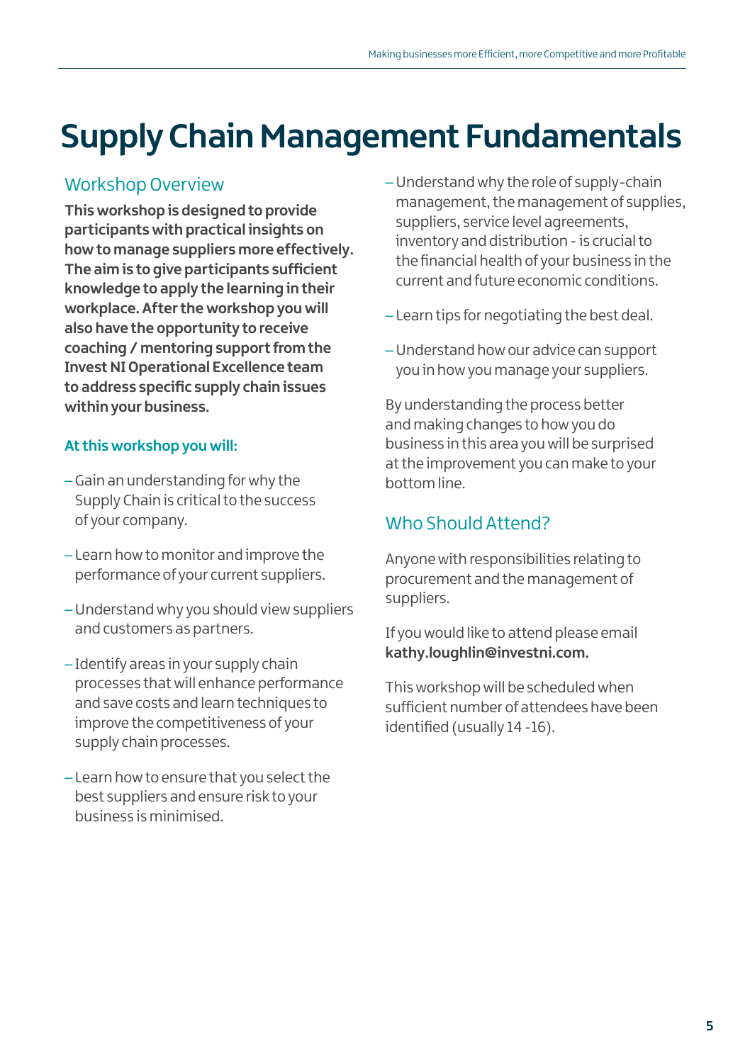# Supply Chain Management Fundamentals

## Workshop Overview

**This workshop is designed to provide participants with practical insights on how to manage suppliers more effectively. The aim is to give participants sufficient knowledge to apply the learning in their workplace. After the workshop you will also have the opportunity to receive coaching / mentoring support from the Invest NI Operational Excellence team to address specific supply chain issues within your business.**

### At this workshop you will:

- Gain an understanding for why the Supply Chain is critical to the success of your company.
- Learn how to monitor and improve the performance of your current suppliers.
- Understand why you should view suppliers and customers as partners.
- Identify areas in your supply chain processes that will enhance performance and save costs and learn techniques to improve the competitiveness of your supply chain processes.
- Learn how to ensure that you select the best suppliers and ensure risk to your business is minimised.
- Understand why the role of supply-chain management, the management of supplies, suppliers, service level agreements, inventory and distribution - is crucial to the financial health of your business in the current and future economic conditions.
- Learn tips for negotiating the best deal.
- Understand how our advice can support you in how you manage your suppliers.

By understanding the process better and making changes to how you do business in this area you will be surprised at the improvement you can make to your bottom line.

## Who Should Attend?

Anyone with responsibilities relating to procurement and the management of suppliers.

If you would like to attend please email **kathy.loughlin@investni.com.**

This workshop will be scheduled when sufficient number of attendees have been identified (usually 14 -16).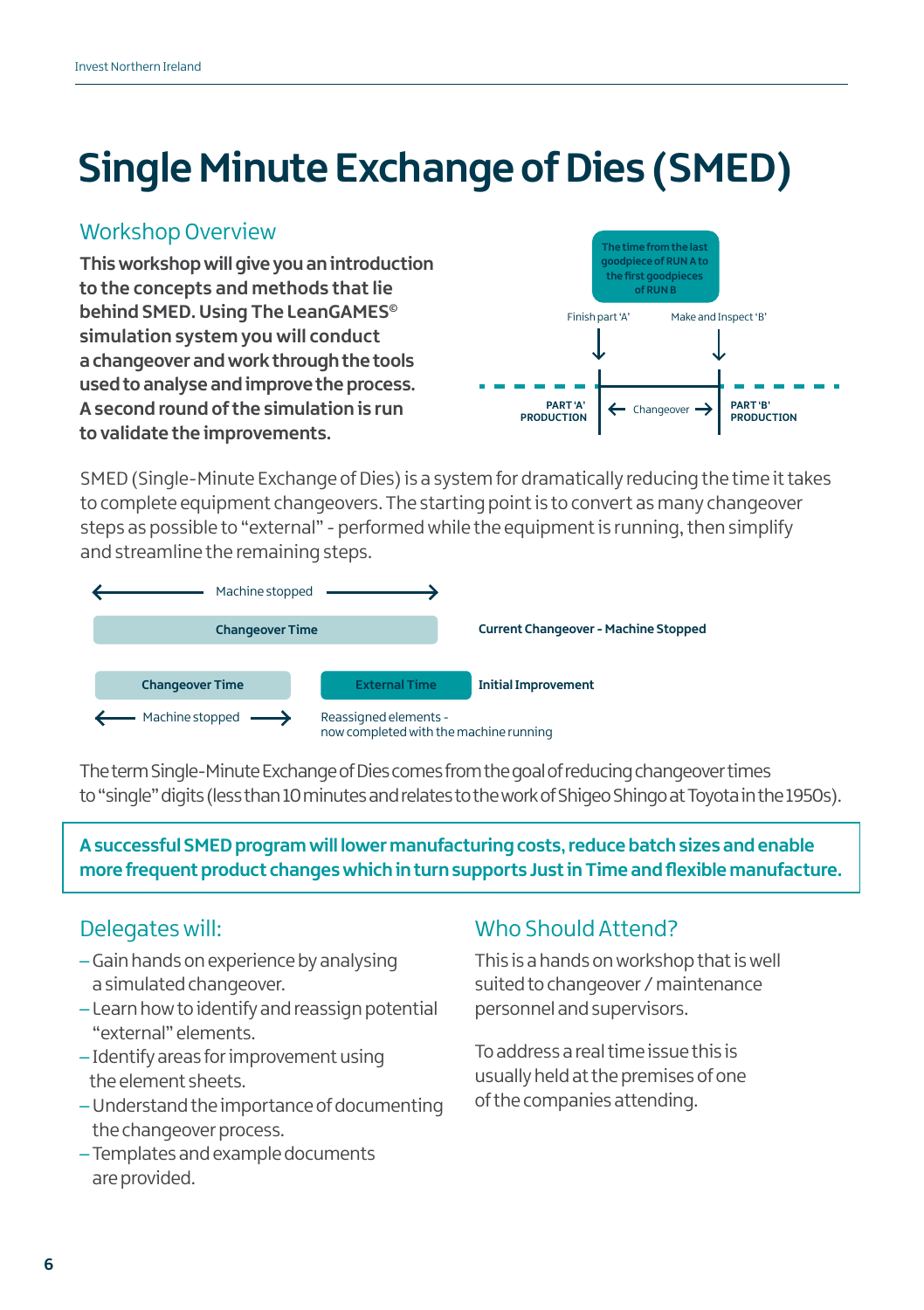# Single Minute Exchange of Dies (SMED)

## Workshop Overview

**This workshop will give you an introduction to the concepts and methods that lie behind SMED. Using The LeanGAMES© simulation system you will conduct a changeover and work through the tools used to analyse and improve the process. A second round of the simulation is run to validate the improvements.**

The time from the last goodpiece of RUN A to the first goodpieces of RUN B

Finish part 'A'

Make and Inspect 'B'

PART 'A' PRODUCTION

Changeover

PART 'B' PRODUCTION

SMED (Single-Minute Exchange of Dies) is a system for dramatically reducing the time it takes to complete equipment changeovers. The starting point is to convert as many changeover steps as possible to "external" - performed while the equipment is running, then simplify and streamline the remaining steps.

Machine stopped

Changeover Time

**Current Changeover - Machine Stopped**

Changeover Time

External Time

**Initial Improvement**

Machine stopped

Reassigned elements - now completed with the machine running

The term Single-Minute Exchange of Dies comes from the goal of reducing changeover times to "single" digits (less than 10 minutes and relates to the work of Shigeo Shingo at Toyota in the 1950s).

**A successful SMED program will lower manufacturing costs, reduce batch sizes and enable more frequent product changes which in turn supports Just in Time and flexible manufacture.**

## Delegates will:

- Gain hands on experience by analysing a simulated changeover.
- Learn how to identify and reassign potential "external" elements.
- Identify areas for improvement using the element sheets.
- Understand the importance of documenting the changeover process.
- Templates and example documents are provided.

## Who Should Attend?

This is a hands on workshop that is well suited to changeover / maintenance personnel and supervisors.

To address a real time issue this is usually held at the premises of one of the companies attending.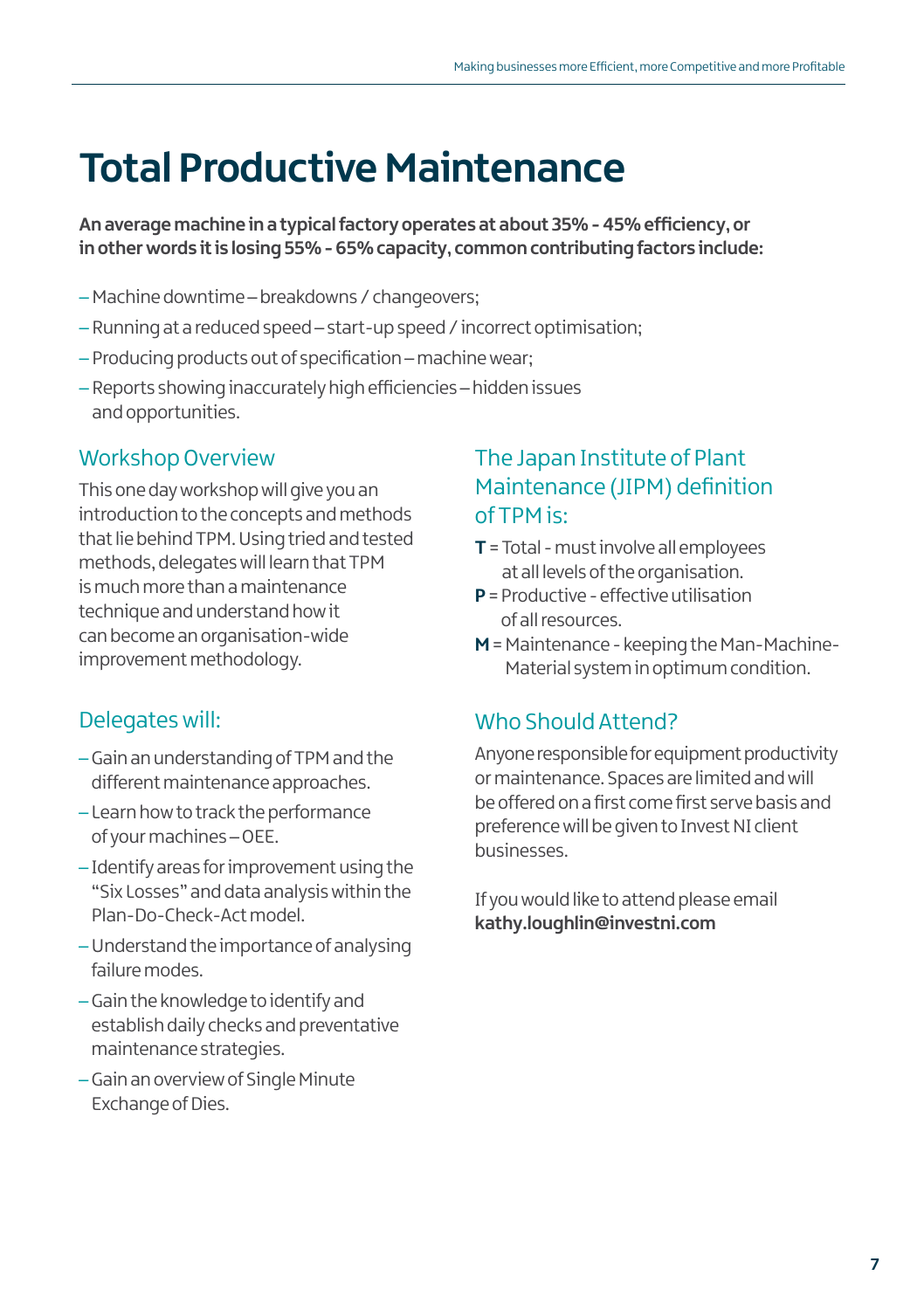# Total Productive Maintenance

**An average machine in a typical factory operates at about 35% - 45% efficiency, or in other words it is losing 55% - 65% capacity, common contributing factors include:**

- Machine downtime – breakdowns / changeovers;
- Running at a reduced speed – start-up speed / incorrect optimisation;
- Producing products out of specification – machine wear;
- Reports showing inaccurately high efficiencies – hidden issues and opportunities.

## Workshop Overview

This one day workshop will give you an introduction to the concepts and methods that lie behind TPM. Using tried and tested methods, delegates will learn that TPM is much more than a maintenance technique and understand how it can become an organisation-wide improvement methodology.

## Delegates will:

- Gain an understanding of TPM and the different maintenance approaches.
- Learn how to track the performance of your machines – OEE.
- Identify areas for improvement using the "Six Losses" and data analysis within the Plan-Do-Check-Act model.
- Understand the importance of analysing failure modes.
- Gain the knowledge to identify and establish daily checks and preventative maintenance strategies.
- Gain an overview of Single Minute Exchange of Dies.

## The Japan Institute of Plant Maintenance (JIPM) definition of TPM is:

**T** = Total - must involve all employees at all levels of the organisation.

**P** = Productive - effective utilisation of all resources.

**M** = Maintenance - keeping the Man-Machine-Material system in optimum condition.

## Who Should Attend?

Anyone responsible for equipment productivity or maintenance. Spaces are limited and will be offered on a first come first serve basis and preference will be given to Invest NI client businesses.

If you would like to attend please email **kathy.loughlin@investni.com**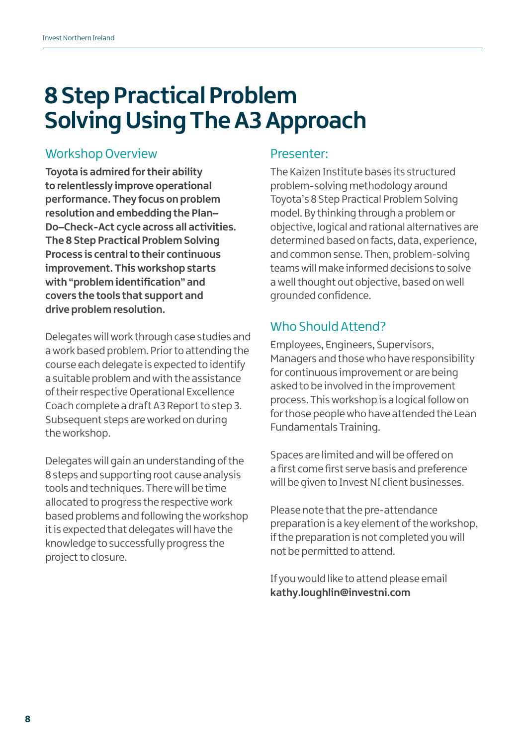# 8 Step Practical Problem Solving Using The A3 Approach

## Workshop Overview

**Toyota is admired for their ability to relentlessly improve operational performance. They focus on problem resolution and embedding the Plan–Do–Check-Act cycle across all activities. The 8 Step Practical Problem Solving Process is central to their continuous improvement. This workshop starts with "problem identification" and covers the tools that support and drive problem resolution.**

Delegates will work through case studies and a work based problem. Prior to attending the course each delegate is expected to identify a suitable problem and with the assistance of their respective Operational Excellence Coach complete a draft A3 Report to step 3. Subsequent steps are worked on during the workshop.

Delegates will gain an understanding of the 8 steps and supporting root cause analysis tools and techniques. There will be time allocated to progress the respective work based problems and following the workshop it is expected that delegates will have the knowledge to successfully progress the project to closure.

## Presenter:

The Kaizen Institute bases its structured problem-solving methodology around Toyota's 8 Step Practical Problem Solving model. By thinking through a problem or objective, logical and rational alternatives are determined based on facts, data, experience, and common sense. Then, problem-solving teams will make informed decisions to solve a well thought out objective, based on well grounded confidence.

## Who Should Attend?

Employees, Engineers, Supervisors, Managers and those who have responsibility for continuous improvement or are being asked to be involved in the improvement process. This workshop is a logical follow on for those people who have attended the Lean Fundamentals Training.

Spaces are limited and will be offered on a first come first serve basis and preference will be given to Invest NI client businesses.

Please note that the pre-attendance preparation is a key element of the workshop, if the preparation is not completed you will not be permitted to attend.

If you would like to attend please email **kathy.loughlin@investni.com**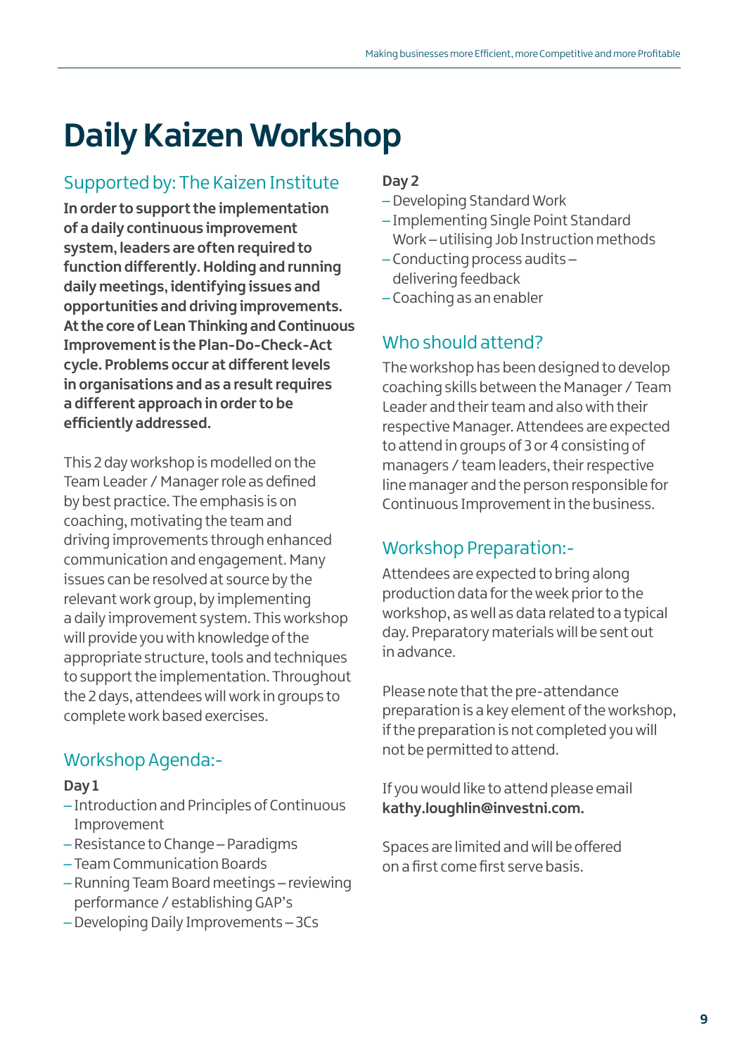# Daily Kaizen Workshop

## Supported by: The Kaizen Institute

**In order to support the implementation of a daily continuous improvement system, leaders are often required to function differently. Holding and running daily meetings, identifying issues and opportunities and driving improvements. At the core of Lean Thinking and Continuous Improvement is the Plan-Do-Check-Act cycle. Problems occur at different levels in organisations and as a result requires a different approach in order to be efficiently addressed.**

This 2 day workshop is modelled on the Team Leader / Manager role as defined by best practice. The emphasis is on coaching, motivating the team and driving improvements through enhanced communication and engagement. Many issues can be resolved at source by the relevant work group, by implementing a daily improvement system. This workshop will provide you with knowledge of the appropriate structure, tools and techniques to support the implementation. Throughout the 2 days, attendees will work in groups to complete work based exercises.

## Workshop Agenda:-

**Day 1**

- Introduction and Principles of Continuous Improvement
- Resistance to Change – Paradigms
- Team Communication Boards
- Running Team Board meetings – reviewing performance / establishing GAP's
- Developing Daily Improvements – 3Cs

**Day 2**

- Developing Standard Work
- Implementing Single Point Standard Work – utilising Job Instruction methods
- Conducting process audits – delivering feedback
- Coaching as an enabler

## Who should attend?

The workshop has been designed to develop coaching skills between the Manager / Team Leader and their team and also with their respective Manager. Attendees are expected to attend in groups of 3 or 4 consisting of managers / team leaders, their respective line manager and the person responsible for Continuous Improvement in the business.

## Workshop Preparation:-

Attendees are expected to bring along production data for the week prior to the workshop, as well as data related to a typical day. Preparatory materials will be sent out in advance.

Please note that the pre-attendance preparation is a key element of the workshop, if the preparation is not completed you will not be permitted to attend.

If you would like to attend please email **kathy.loughlin@investni.com.**

Spaces are limited and will be offered on a first come first serve basis.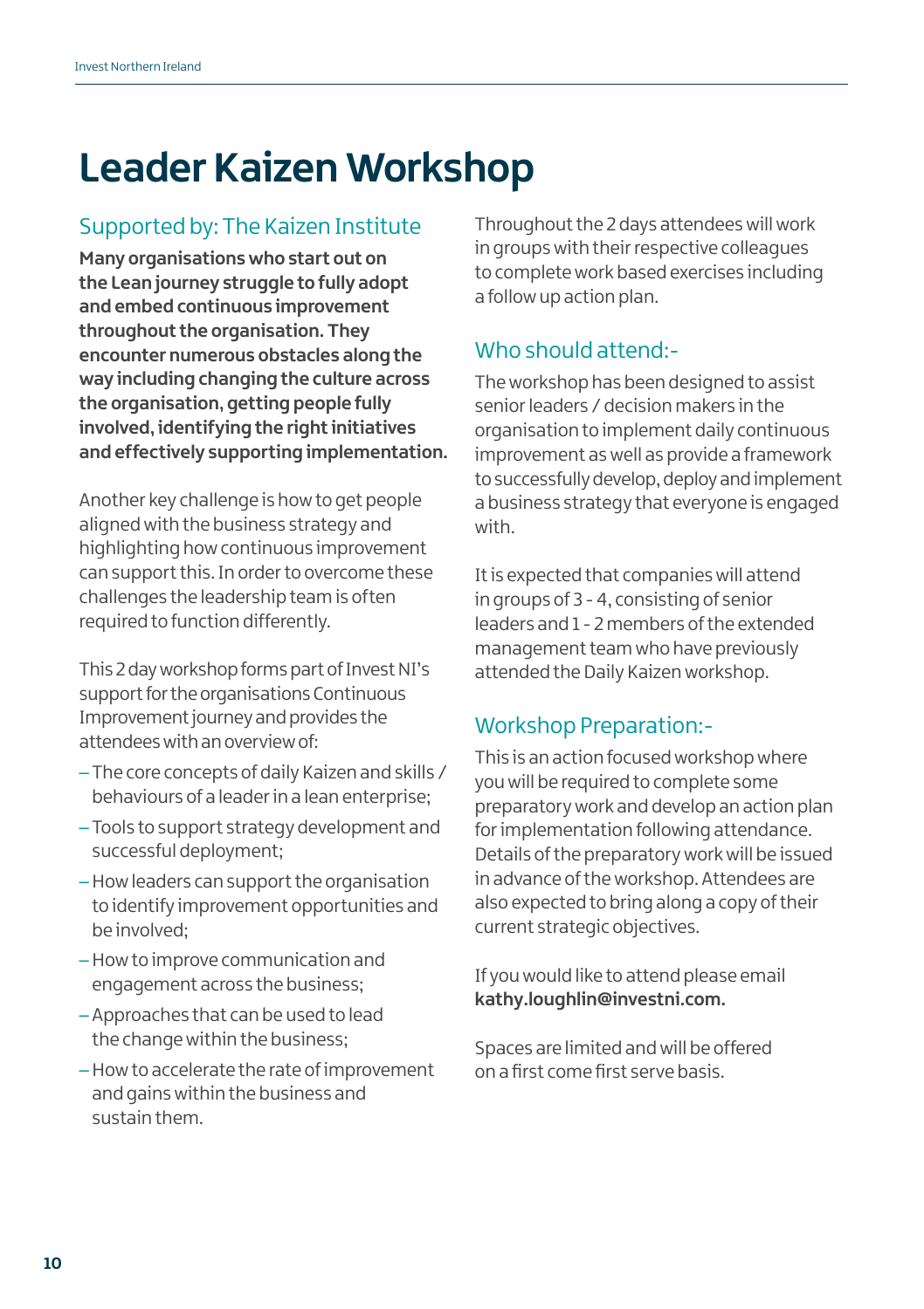# Leader Kaizen Workshop

## Supported by: The Kaizen Institute

**Many organisations who start out on the Lean journey struggle to fully adopt and embed continuous improvement throughout the organisation. They encounter numerous obstacles along the way including changing the culture across the organisation, getting people fully involved, identifying the right initiatives and effectively supporting implementation.**

Another key challenge is how to get people aligned with the business strategy and highlighting how continuous improvement can support this. In order to overcome these challenges the leadership team is often required to function differently.

This 2 day workshop forms part of Invest NI's support for the organisations Continuous Improvement journey and provides the attendees with an overview of:

- The core concepts of daily Kaizen and skills / behaviours of a leader in a lean enterprise;
- Tools to support strategy development and successful deployment;
- How leaders can support the organisation to identify improvement opportunities and be involved;
- How to improve communication and engagement across the business;
- Approaches that can be used to lead the change within the business;
- How to accelerate the rate of improvement and gains within the business and sustain them.

Throughout the 2 days attendees will work in groups with their respective colleagues to complete work based exercises including a follow up action plan.

## Who should attend:-

The workshop has been designed to assist senior leaders / decision makers in the organisation to implement daily continuous improvement as well as provide a framework to successfully develop, deploy and implement a business strategy that everyone is engaged with.

It is expected that companies will attend in groups of 3 - 4, consisting of senior leaders and 1 - 2 members of the extended management team who have previously attended the Daily Kaizen workshop.

## Workshop Preparation:-

This is an action focused workshop where you will be required to complete some preparatory work and develop an action plan for implementation following attendance. Details of the preparatory work will be issued in advance of the workshop. Attendees are also expected to bring along a copy of their current strategic objectives.

If you would like to attend please email **kathy.loughlin@investni.com.**

Spaces are limited and will be offered on a first come first serve basis.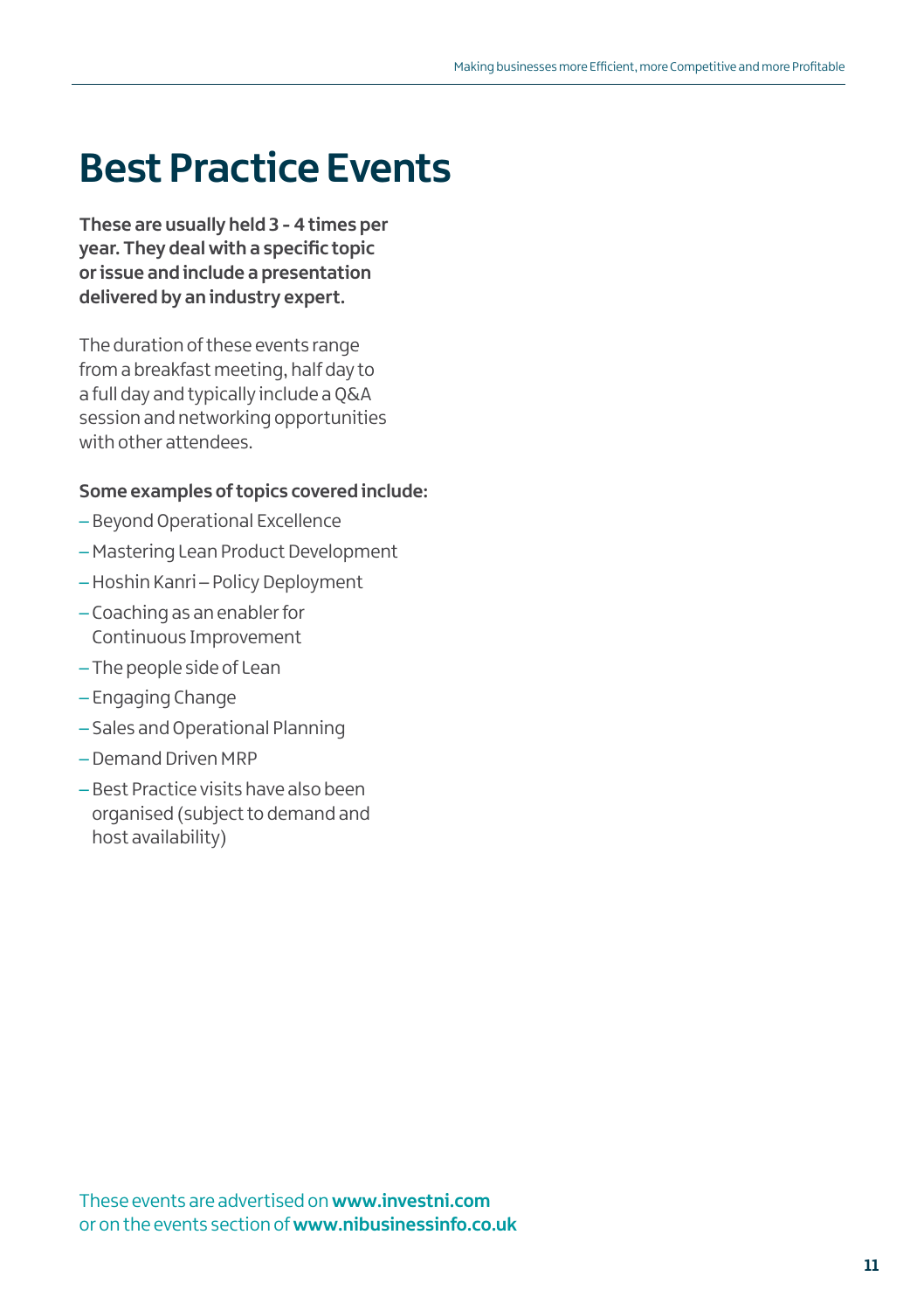# Best Practice Events

**These are usually held 3 - 4 times per year. They deal with a specific topic or issue and include a presentation delivered by an industry expert.**

The duration of these events range from a breakfast meeting, half day to a full day and typically include a Q&A session and networking opportunities with other attendees.

**Some examples of topics covered include:**

- Beyond Operational Excellence
- Mastering Lean Product Development
- Hoshin Kanri – Policy Deployment
- Coaching as an enabler for Continuous Improvement
- The people side of Lean
- Engaging Change
- Sales and Operational Planning
- Demand Driven MRP
- Best Practice visits have also been organised (subject to demand and host availability)

These events are advertised on **www.investni.com** or on the events section of **www.nibusinessinfo.co.uk**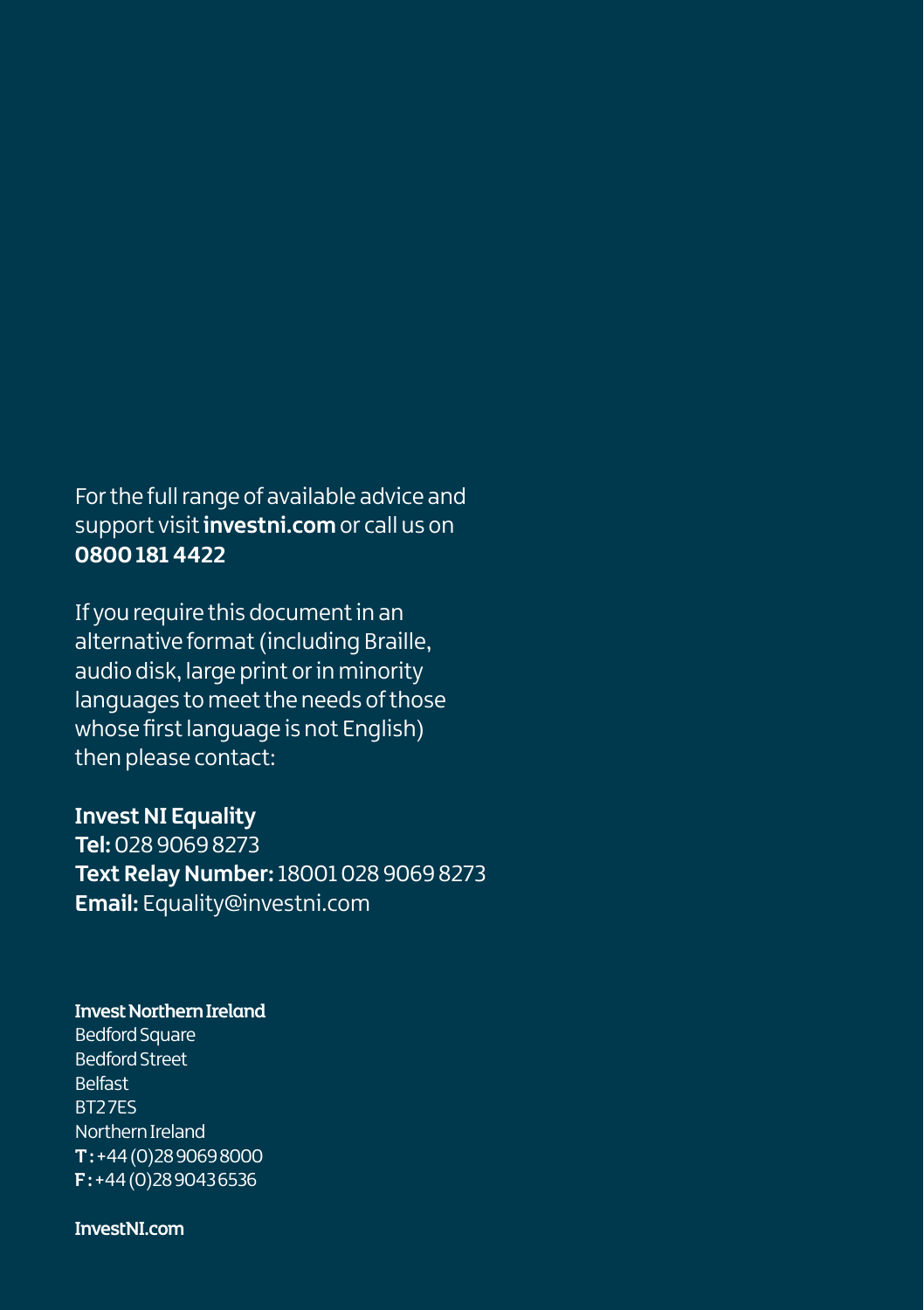For the full range of available advice and support visit **investni.com** or call us on **0800 181 4422**

If you require this document in an alternative format (including Braille, audio disk, large print or in minority languages to meet the needs of those whose first language is not English) then please contact:

**Invest NI Equality**
**Tel:** 028 9069 8273
**Text Relay Number:** 18001 028 9069 8273
**Email:** Equality@investni.com

**Invest Northern Ireland**
Bedford Square
Bedford Street
Belfast
BT2 7ES
Northern Ireland
**T :** +44 (0)28 9069 8000
**F :** +44 (0)28 9043 6536

**InvestNI.com**